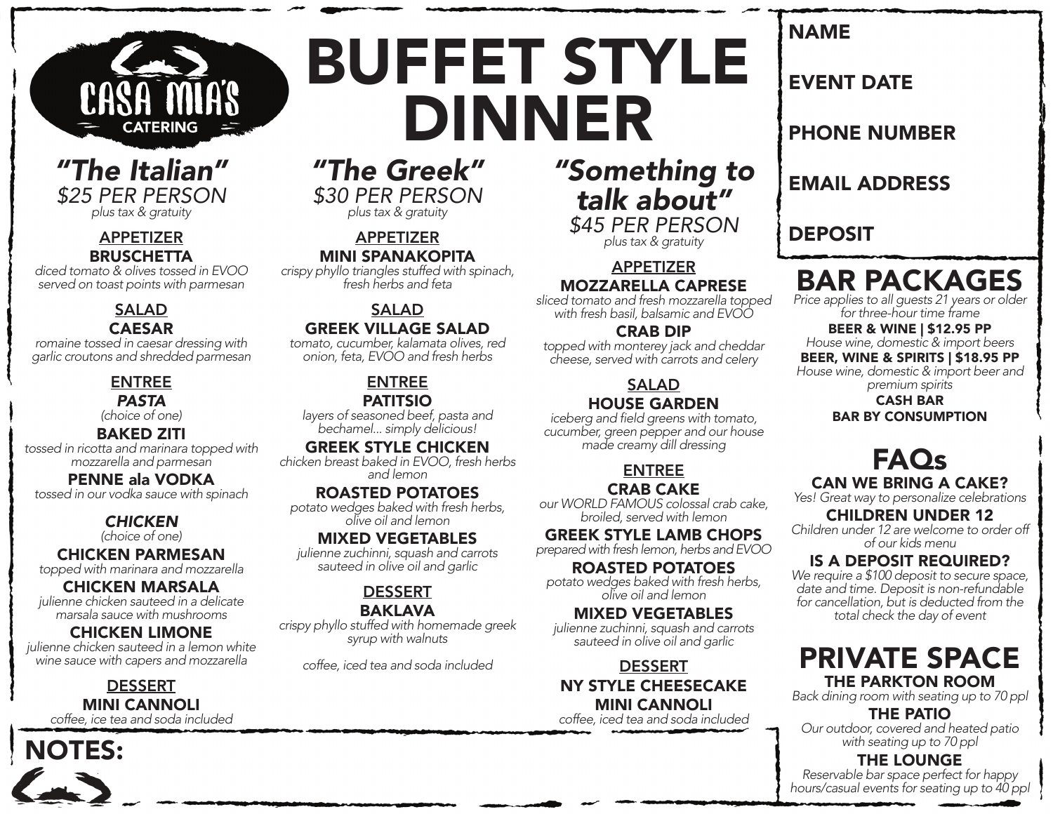CASA MIA'S CATERING

# BUFFET STYLE DINNER

## "The Italian"

*$25 PER PERSON*
*plus tax & gratuity*

### APPETIZER

**BRUSCHETTA**
*diced tomato & olives tossed in EVOO served on toast points with parmesan*

### SALAD

**CAESAR**
*romaine tossed in caesar dressing with garlic croutons and shredded parmesan*

### ENTREE

***PASTA***
*(choice of one)*

**BAKED ZITI**
*tossed in ricotta and marinara topped with mozzarella and parmesan*

**PENNE ala VODKA**
*tossed in our vodka sauce with spinach*

***CHICKEN***
*(choice of one)*

**CHICKEN PARMESAN**
*topped with marinara and mozzarella*

**CHICKEN MARSALA**
*julienne chicken sauteed in a delicate marsala sauce with mushrooms*

**CHICKEN LIMONE**
*julienne chicken sauteed in a lemon white wine sauce with capers and mozzarella*

### DESSERT

**MINI CANNOLI**
*coffee, ice tea and soda included*

## "The Greek"

*$30 PER PERSON*
*plus tax & gratuity*

### APPETIZER

**MINI SPANAKOPITA**
*crispy phyllo triangles stuffed with spinach, fresh herbs and feta*

### SALAD

**GREEK VILLAGE SALAD**
*tomato, cucumber, kalamata olives, red onion, feta, EVOO and fresh herbs*

### ENTREE

**PATITSIO**
*layers of seasoned beef, pasta and bechamel... simply delicious!*

**GREEK STYLE CHICKEN**
*chicken breast baked in EVOO, fresh herbs and lemon*

**ROASTED POTATOES**
*potato wedges baked with fresh herbs, olive oil and lemon*

**MIXED VEGETABLES**
*julienne zuchinni, squash and carrots sauteed in olive oil and garlic*

### DESSERT

**BAKLAVA**
*crispy phyllo stuffed with homemade greek syrup with walnuts*

*coffee, iced tea and soda included*

## "Something to talk about"

*$45 PER PERSON*
*plus tax & gratuity*

### APPETIZER

**MOZZARELLA CAPRESE**
*sliced tomato and fresh mozzarella topped with fresh basil, balsamic and EVOO*

**CRAB DIP**
*topped with monterey jack and cheddar cheese, served with carrots and celery*

### SALAD

**HOUSE GARDEN**
*iceberg and field greens with tomato, cucumber, green pepper and our house made creamy dill dressing*

### ENTREE

**CRAB CAKE**
*our WORLD FAMOUS colossal crab cake, broiled, served with lemon*

**GREEK STYLE LAMB CHOPS**
*prepared with fresh lemon, herbs and EVOO*

**ROASTED POTATOES**
*potato wedges baked with fresh herbs, olive oil and lemon*

**MIXED VEGETABLES**
*julienne zuchinni, squash and carrots sauteed in olive oil and garlic*

### DESSERT

**NY STYLE CHEESECAKE**

**MINI CANNOLI**
*coffee, iced tea and soda included*

---

**NAME**

**EVENT DATE**

**PHONE NUMBER**

**EMAIL ADDRESS**

**DEPOSIT**

## BAR PACKAGES

*Price applies to all guests 21 years or older for three-hour time frame*

**BEER & WINE | $12.95 PP**
*House wine, domestic & import beers*

**BEER, WINE & SPIRITS | $18.95 PP**
*House wine, domestic & import beer and premium spirits*

**CASH BAR**

**BAR BY CONSUMPTION**

## FAQs

**CAN WE BRING A CAKE?**
*Yes! Great way to personalize celebrations*

**CHILDREN UNDER 12**
*Children under 12 are welcome to order off of our kids menu*

**IS A DEPOSIT REQUIRED?**
*We require a $100 deposit to secure space, date and time. Deposit is non-refundable for cancellation, but is deducted from the total check the day of event*

## PRIVATE SPACE

**THE PARKTON ROOM**
*Back dining room with seating up to 70 ppl*

**THE PATIO**
*Our outdoor, covered and heated patio with seating up to 70 ppl*

**THE LOUNGE**
*Reservable bar space perfect for happy hours/casual events for seating up to 40 ppl*

## NOTES: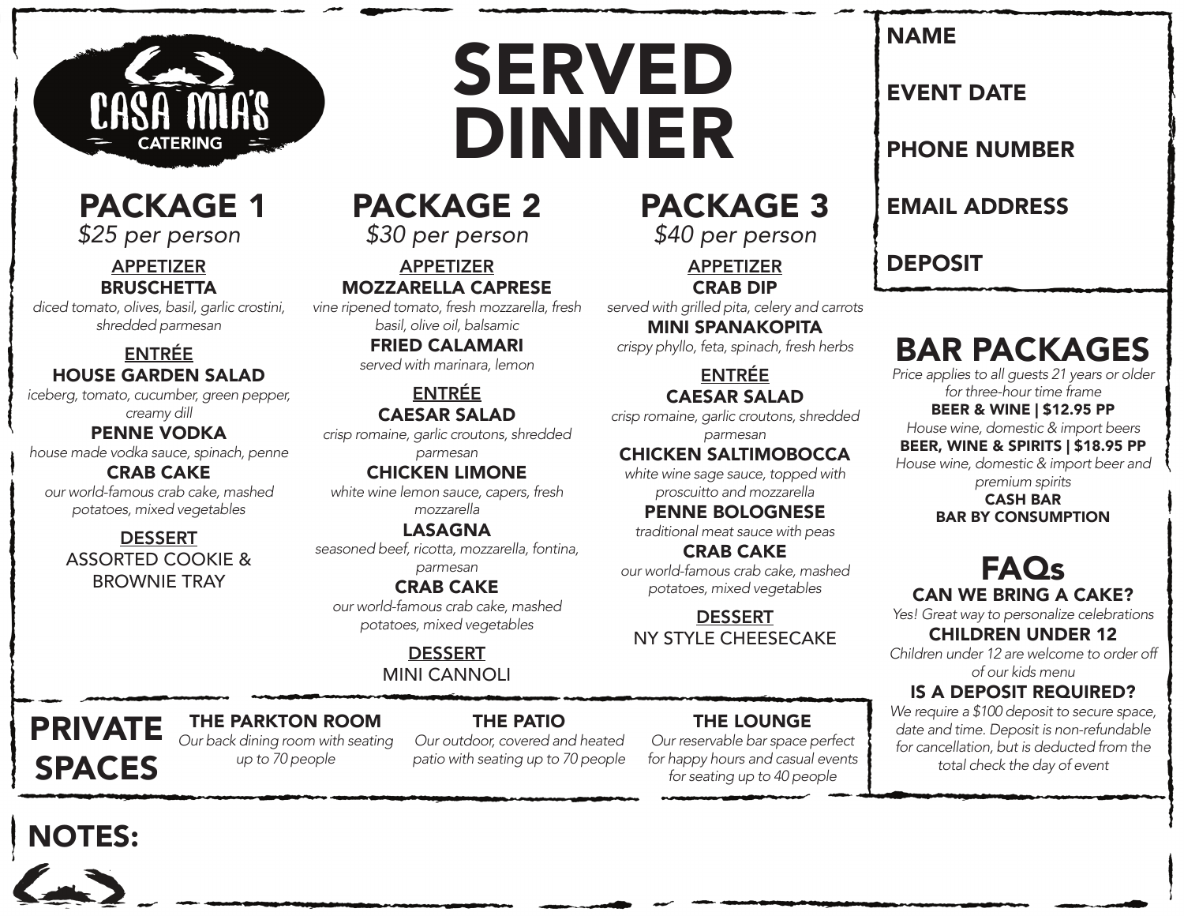CASA MIA'S
CATERING

# SERVED DINNER

NAME

EVENT DATE

PHONE NUMBER

EMAIL ADDRESS

DEPOSIT

## PACKAGE 1
*$25 per person*

### APPETIZER

**BRUSCHETTA**
*diced tomato, olives, basil, garlic crostini, shredded parmesan*

### ENTRÉE

**HOUSE GARDEN SALAD**
*iceberg, tomato, cucumber, green pepper, creamy dill*

**PENNE VODKA**
*house made vodka sauce, spinach, penne*

**CRAB CAKE**
*our world-famous crab cake, mashed potatoes, mixed vegetables*

### DESSERT

ASSORTED COOKIE & BROWNIE TRAY

## PACKAGE 2
*$30 per person*

### APPETIZER

**MOZZARELLA CAPRESE**
*vine ripened tomato, fresh mozzarella, fresh basil, olive oil, balsamic*

**FRIED CALAMARI**
*served with marinara, lemon*

### ENTRÉE

**CAESAR SALAD**
*crisp romaine, garlic croutons, shredded parmesan*

**CHICKEN LIMONE**
*white wine lemon sauce, capers, fresh mozzarella*

**LASAGNA**
*seasoned beef, ricotta, mozzarella, fontina, parmesan*

**CRAB CAKE**
*our world-famous crab cake, mashed potatoes, mixed vegetables*

### DESSERT

MINI CANNOLI

## PACKAGE 3
*$40 per person*

### APPETIZER

**CRAB DIP**
*served with grilled pita, celery and carrots*

**MINI SPANAKOPITA**
*crispy phyllo, feta, spinach, fresh herbs*

### ENTRÉE

**CAESAR SALAD**
*crisp romaine, garlic croutons, shredded parmesan*

**CHICKEN SALTIMOBOCCA**
*white wine sage sauce, topped with proscuitto and mozzarella*

**PENNE BOLOGNESE**
*traditional meat sauce with peas*

**CRAB CAKE**
*our world-famous crab cake, mashed potatoes, mixed vegetables*

### DESSERT

NY STYLE CHEESECAKE

## BAR PACKAGES

*Price applies to all guests 21 years or older for three-hour time frame*

**BEER & WINE | $12.95 PP**
*House wine, domestic & import beers*

**BEER, WINE & SPIRITS | $18.95 PP**
*House wine, domestic & import beer and premium spirits*

**CASH BAR**

**BAR BY CONSUMPTION**

## FAQs

**CAN WE BRING A CAKE?**
*Yes! Great way to personalize celebrations*

**CHILDREN UNDER 12**
*Children under 12 are welcome to order off of our kids menu*

**IS A DEPOSIT REQUIRED?**
*We require a $100 deposit to secure space, date and time. Deposit is non-refundable for cancellation, but is deducted from the total check the day of event*

## PRIVATE SPACES

**THE PARKTON ROOM**
*Our back dining room with seating up to 70 people*

**THE PATIO**
*Our outdoor, covered and heated patio with seating up to 70 people*

**THE LOUNGE**
*Our reservable bar space perfect for happy hours and casual events for seating up to 40 people*

## NOTES: